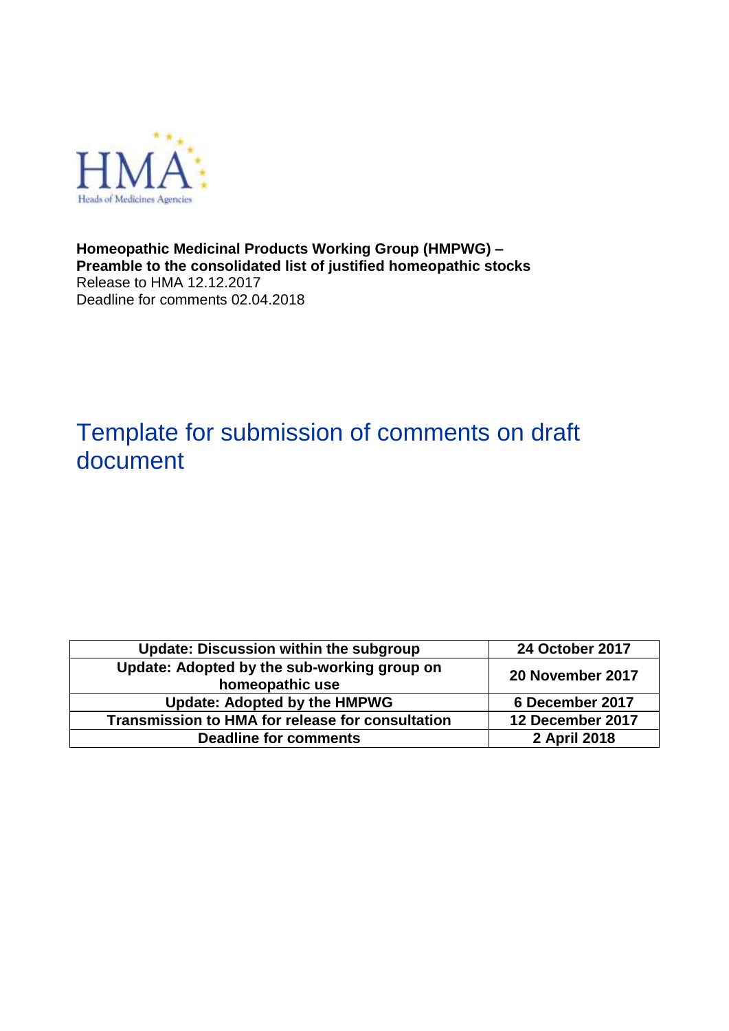HMA
Heads of Medicines Agencies

**Homeopathic Medicinal Products Working Group (HMPWG) –**
**Preamble to the consolidated list of justified homeopathic stocks**
Release to HMA 12.12.2017
Deadline for comments 02.04.2018

# Template for submission of comments on draft document

| Update: Discussion within the subgroup | 24 October 2017 |
|---|---|
| Update: Adopted by the sub-working group on homeopathic use | 20 November 2017 |
| Update: Adopted by the HMPWG | 6 December 2017 |
| Transmission to HMA for release for consultation | 12 December 2017 |
| Deadline for comments | 2 April 2018 |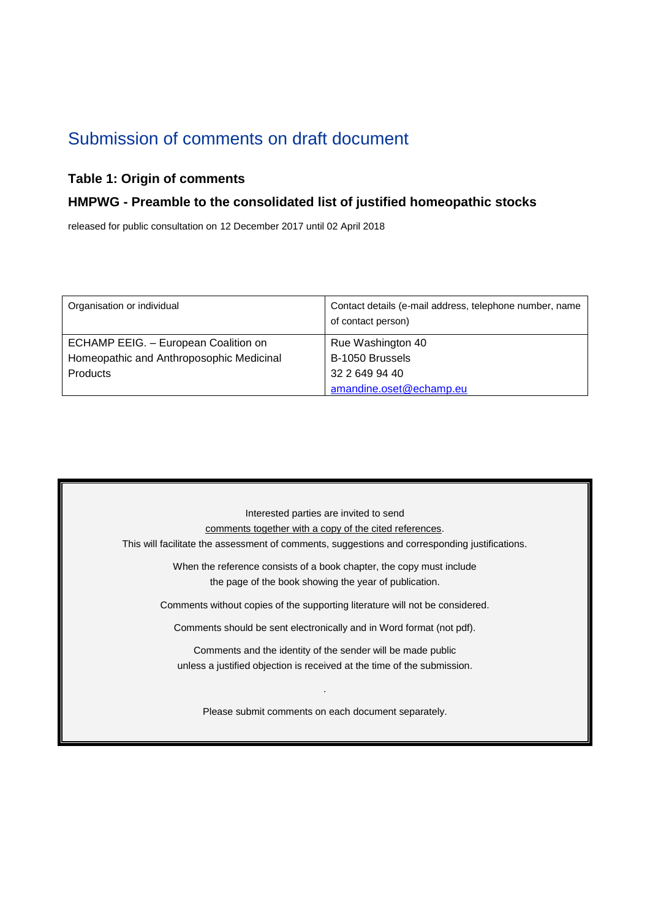# Submission of comments on draft document

### Table 1: Origin of comments

### HMPWG - Preamble to the consolidated list of justified homeopathic stocks

released for public consultation on 12 December 2017 until 02 April 2018

| Organisation or individual | Contact details (e-mail address, telephone number, name of contact person) |
| --- | --- |
| ECHAMP EEIG. – European Coalition on Homeopathic and Anthroposophic Medicinal Products | Rue Washington 40<br>B-1050 Brussels<br>32 2 649 94 40<br>amandine.oset@echamp.eu |

Interested parties are invited to send
comments together with a copy of the cited references.
This will facilitate the assessment of comments, suggestions and corresponding justifications.

When the reference consists of a book chapter, the copy must include
the page of the book showing the year of publication.

Comments without copies of the supporting literature will not be considered.

Comments should be sent electronically and in Word format (not pdf).

Comments and the identity of the sender will be made public
unless a justified objection is received at the time of the submission.

.

Please submit comments on each document separately.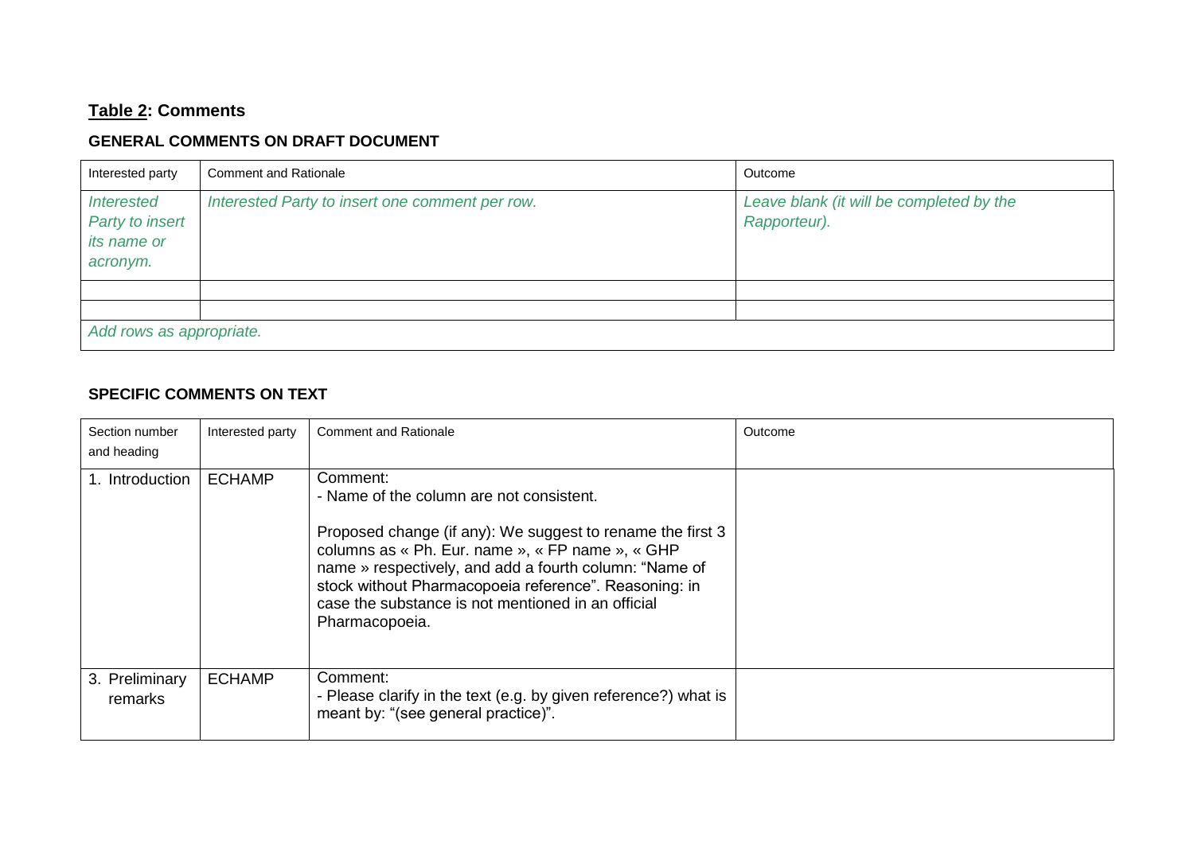## Table 2: Comments

### GENERAL COMMENTS ON DRAFT DOCUMENT

| Interested party | Comment and Rationale | Outcome |
|---|---|---|
| *Interested Party to insert its name or acronym.* | *Interested Party to insert one comment per row.* | *Leave blank (it will be completed by the Rapporteur).* |
| | | |
| | | |
| *Add rows as appropriate.* | | |

### SPECIFIC COMMENTS ON TEXT

| Section number and heading | Interested party | Comment and Rationale | Outcome |
|---|---|---|---|
| 1. Introduction | ECHAMP | Comment:<br>- Name of the column are not consistent.<br><br>Proposed change (if any): We suggest to rename the first 3 columns as « Ph. Eur. name », « FP name », « GHP name » respectively, and add a fourth column: "Name of stock without Pharmacopoeia reference". Reasoning: in case the substance is not mentioned in an official Pharmacopoeia. | |
| 3. Preliminary remarks | ECHAMP | Comment:<br>- Please clarify in the text (e.g. by given reference?) what is meant by: "(see general practice)". | |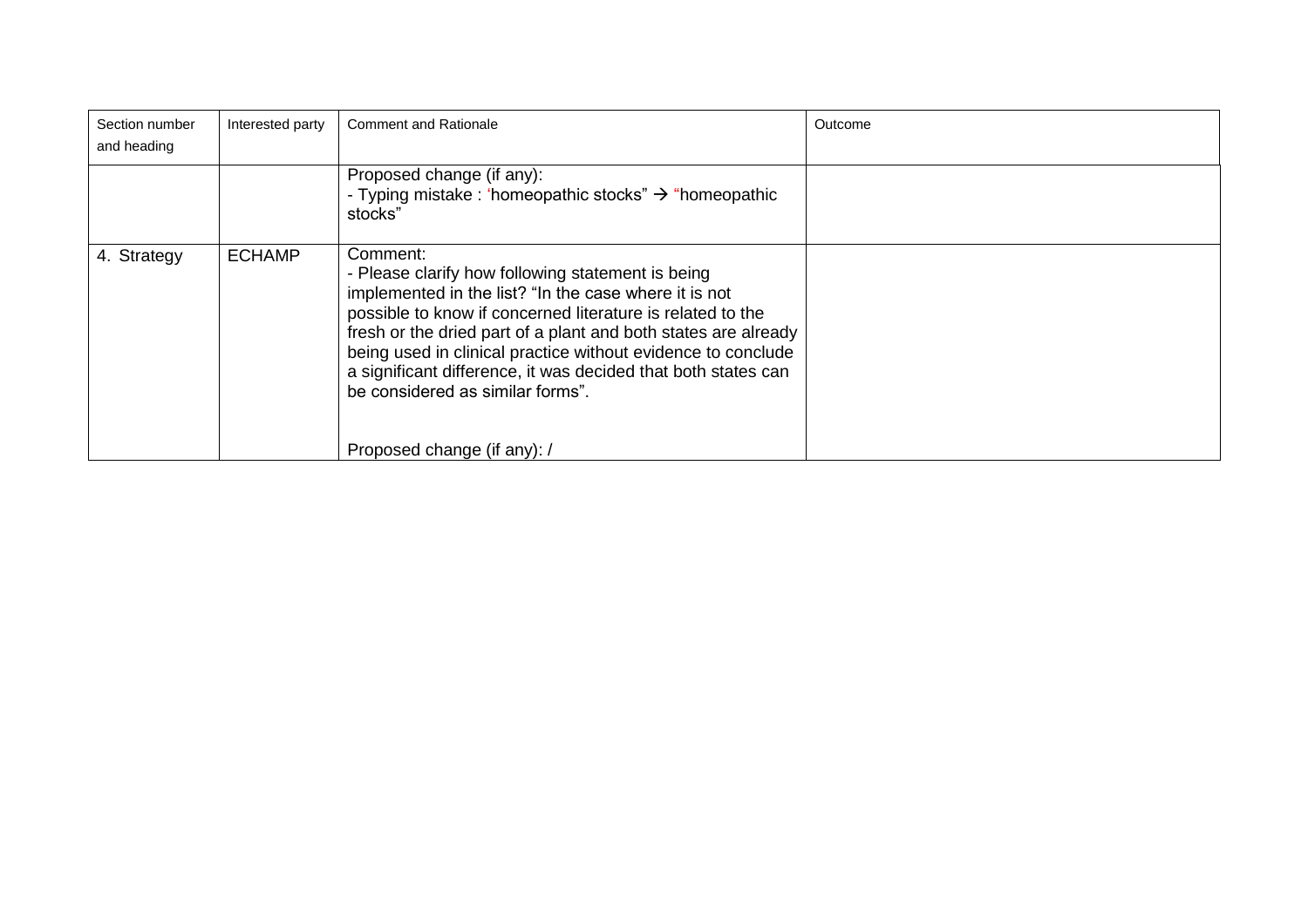| Section number and heading | Interested party | Comment and Rationale | Outcome |
|---|---|---|---|
| | | Proposed change (if any):<br>- Typing mistake : 'homeopathic stocks" → "homeopathic stocks" | |
| 4. Strategy | ECHAMP | Comment:<br>- Please clarify how following statement is being implemented in the list? "In the case where it is not possible to know if concerned literature is related to the fresh or the dried part of a plant and both states are already being used in clinical practice without evidence to conclude a significant difference, it was decided that both states can be considered as similar forms".<br><br>Proposed change (if any): / | |